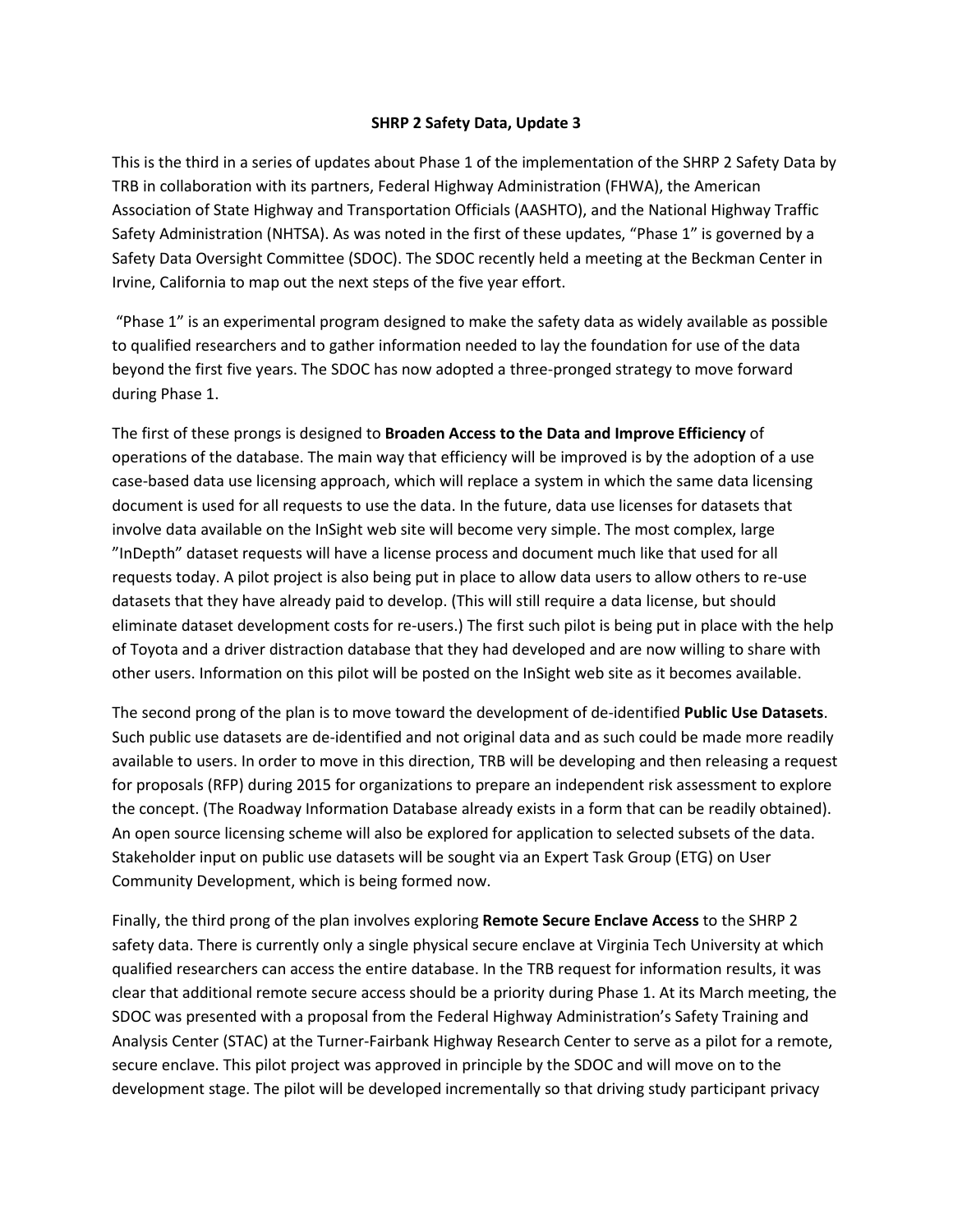**SHRP 2 Safety Data, Update 3**

This is the third in a series of updates about Phase 1 of the implementation of the SHRP 2 Safety Data by TRB in collaboration with its partners, Federal Highway Administration (FHWA), the American Association of State Highway and Transportation Officials (AASHTO), and the National Highway Traffic Safety Administration (NHTSA). As was noted in the first of these updates, "Phase 1" is governed by a Safety Data Oversight Committee (SDOC). The SDOC recently held a meeting at the Beckman Center in Irvine, California to map out the next steps of the five year effort.

"Phase 1" is an experimental program designed to make the safety data as widely available as possible to qualified researchers and to gather information needed to lay the foundation for use of the data beyond the first five years. The SDOC has now adopted a three-pronged strategy to move forward during Phase 1.

The first of these prongs is designed to **Broaden Access to the Data and Improve Efficiency** of operations of the database. The main way that efficiency will be improved is by the adoption of a use case-based data use licensing approach, which will replace a system in which the same data licensing document is used for all requests to use the data. In the future, data use licenses for datasets that involve data available on the InSight web site will become very simple. The most complex, large "InDepth" dataset requests will have a license process and document much like that used for all requests today. A pilot project is also being put in place to allow data users to allow others to re-use datasets that they have already paid to develop. (This will still require a data license, but should eliminate dataset development costs for re-users.) The first such pilot is being put in place with the help of Toyota and a driver distraction database that they had developed and are now willing to share with other users. Information on this pilot will be posted on the InSight web site as it becomes available.

The second prong of the plan is to move toward the development of de-identified **Public Use Datasets**. Such public use datasets are de-identified and not original data and as such could be made more readily available to users. In order to move in this direction, TRB will be developing and then releasing a request for proposals (RFP) during 2015 for organizations to prepare an independent risk assessment to explore the concept. (The Roadway Information Database already exists in a form that can be readily obtained). An open source licensing scheme will also be explored for application to selected subsets of the data. Stakeholder input on public use datasets will be sought via an Expert Task Group (ETG) on User Community Development, which is being formed now.

Finally, the third prong of the plan involves exploring **Remote Secure Enclave Access** to the SHRP 2 safety data. There is currently only a single physical secure enclave at Virginia Tech University at which qualified researchers can access the entire database. In the TRB request for information results, it was clear that additional remote secure access should be a priority during Phase 1. At its March meeting, the SDOC was presented with a proposal from the Federal Highway Administration's Safety Training and Analysis Center (STAC) at the Turner-Fairbank Highway Research Center to serve as a pilot for a remote, secure enclave. This pilot project was approved in principle by the SDOC and will move on to the development stage. The pilot will be developed incrementally so that driving study participant privacy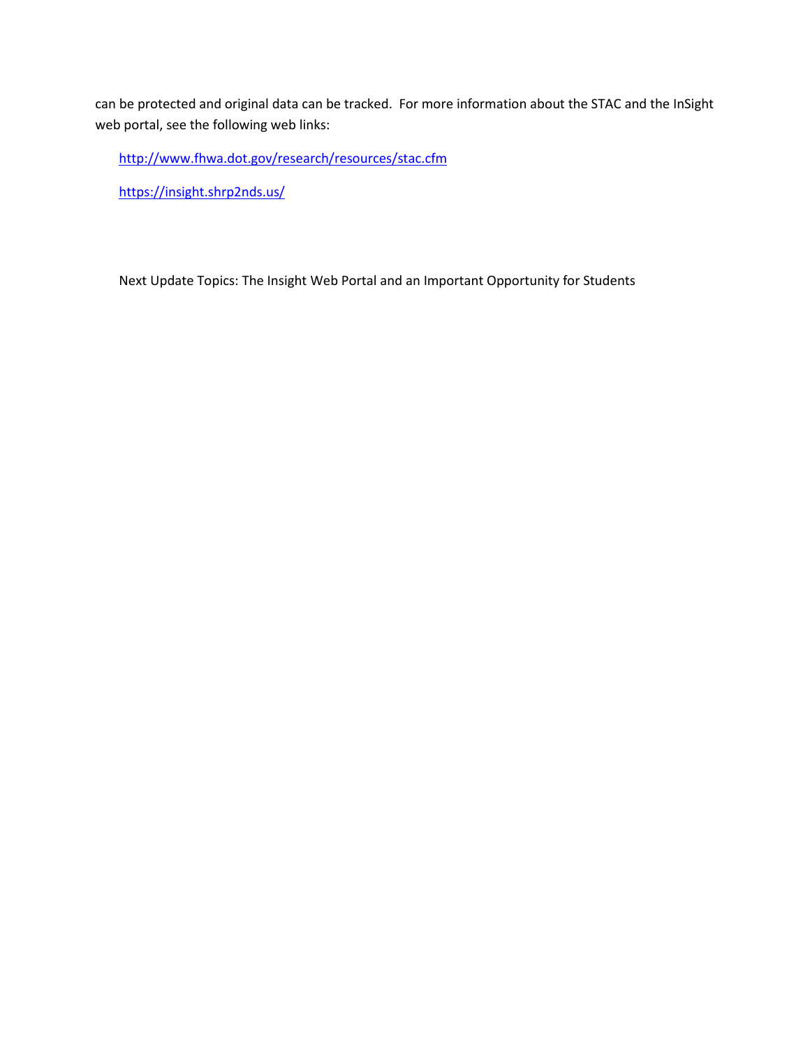can be protected and original data can be tracked. For more information about the STAC and the InSight web portal, see the following web links:

http://www.fhwa.dot.gov/research/resources/stac.cfm

https://insight.shrp2nds.us/

Next Update Topics: The Insight Web Portal and an Important Opportunity for Students